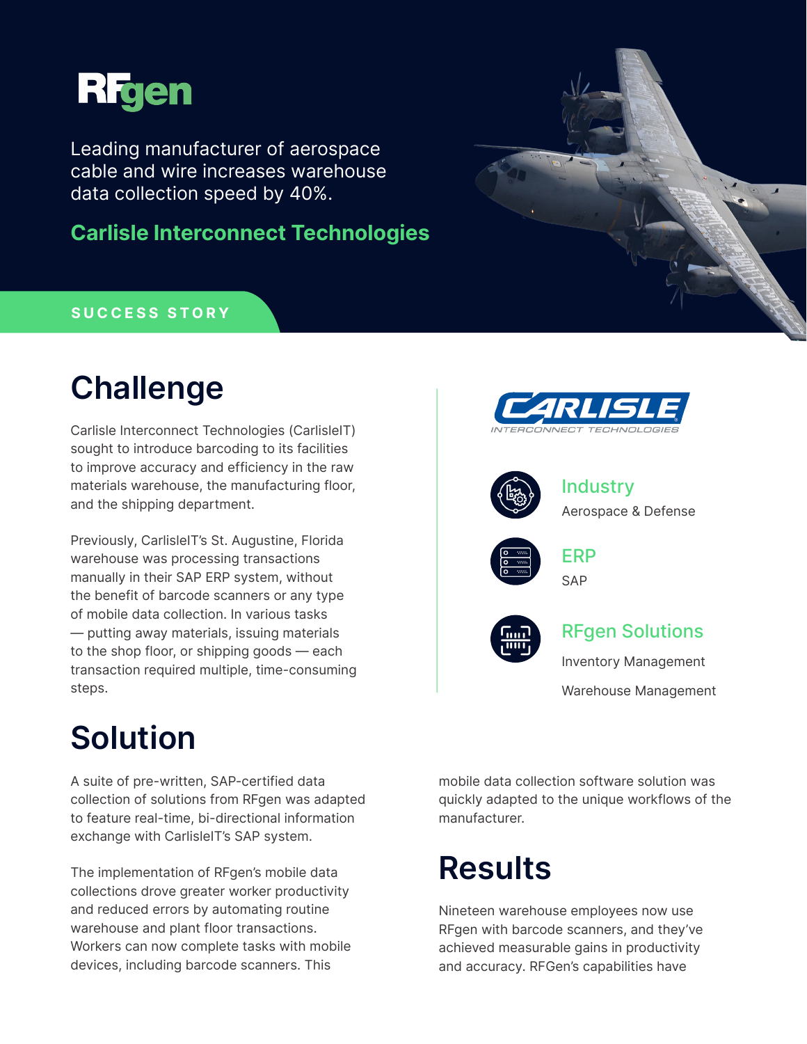RFgen

Leading manufacturer of aerospace cable and wire increases warehouse data collection speed by 40%.

**Carlisle Interconnect Technologies**

**SUCCESS STORY**

# Challenge

Carlisle Interconnect Technologies (CarlisleIT) sought to introduce barcoding to its facilities to improve accuracy and efficiency in the raw materials warehouse, the manufacturing floor, and the shipping department.

Previously, CarlisleIT's St. Augustine, Florida warehouse was processing transactions manually in their SAP ERP system, without the benefit of barcode scanners or any type of mobile data collection. In various tasks — putting away materials, issuing materials to the shop floor, or shipping goods — each transaction required multiple, time-consuming steps.

CARLISLE INTERCONNECT TECHNOLOGIES

**Industry**
Aerospace & Defense

**ERP**
SAP

**RFgen Solutions**
Inventory Management
Warehouse Management

# Solution

A suite of pre-written, SAP-certified data collection of solutions from RFgen was adapted to feature real-time, bi-directional information exchange with CarlisleIT's SAP system.

The implementation of RFgen's mobile data collections drove greater worker productivity and reduced errors by automating routine warehouse and plant floor transactions. Workers can now complete tasks with mobile devices, including barcode scanners. This mobile data collection software solution was quickly adapted to the unique workflows of the manufacturer.

# Results

Nineteen warehouse employees now use RFgen with barcode scanners, and they've achieved measurable gains in productivity and accuracy. RFGen's capabilities have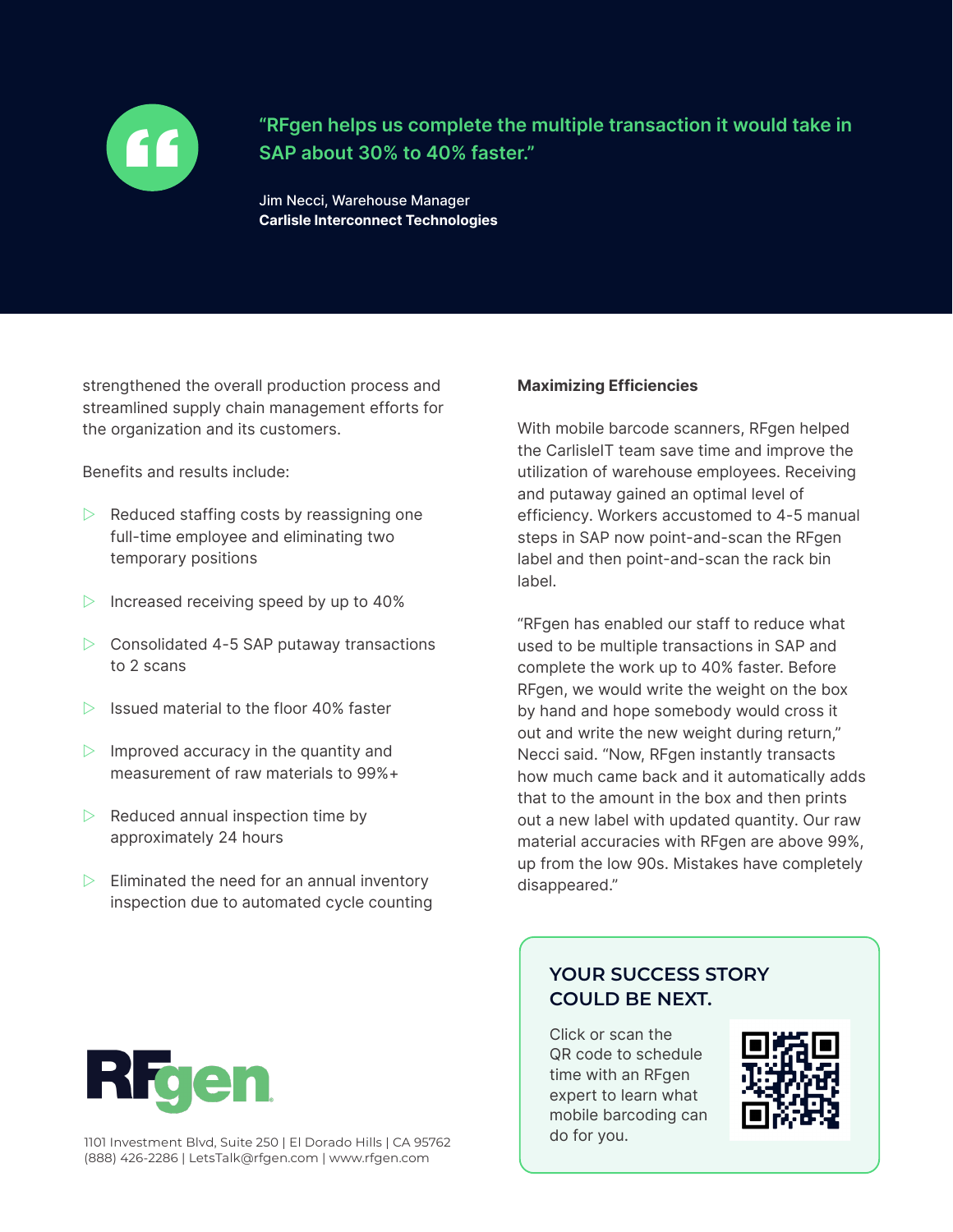> **"RFgen helps us complete the multiple transaction it would take in SAP about 30% to 40% faster."**
>
> Jim Necci, Warehouse Manager
> **Carlisle Interconnect Technologies**

strengthened the overall production process and streamlined supply chain management efforts for the organization and its customers.

Benefits and results include:

- Reduced staffing costs by reassigning one full-time employee and eliminating two temporary positions
- Increased receiving speed by up to 40%
- Consolidated 4-5 SAP putaway transactions to 2 scans
- Issued material to the floor 40% faster
- Improved accuracy in the quantity and measurement of raw materials to 99%+
- Reduced annual inspection time by approximately 24 hours
- Eliminated the need for an annual inventory inspection due to automated cycle counting

**Maximizing Efficiencies**

With mobile barcode scanners, RFgen helped the CarlisleIT team save time and improve the utilization of warehouse employees. Receiving and putaway gained an optimal level of efficiency. Workers accustomed to 4-5 manual steps in SAP now point-and-scan the RFgen label and then point-and-scan the rack bin label.

"RFgen has enabled our staff to reduce what used to be multiple transactions in SAP and complete the work up to 40% faster. Before RFgen, we would write the weight on the box by hand and hope somebody would cross it out and write the new weight during return," Necci said. "Now, RFgen instantly transacts how much came back and it automatically adds that to the amount in the box and then prints out a new label with updated quantity. Our raw material accuracies with RFgen are above 99%, up from the low 90s. Mistakes have completely disappeared."

**YOUR SUCCESS STORY COULD BE NEXT.**

Click or scan the QR code to schedule time with an RFgen expert to learn what mobile barcoding can do for you.

RFgen

1101 Investment Blvd, Suite 250 | El Dorado Hills | CA 95762
(888) 426-2286 | LetsTalk@rfgen.com | www.rfgen.com